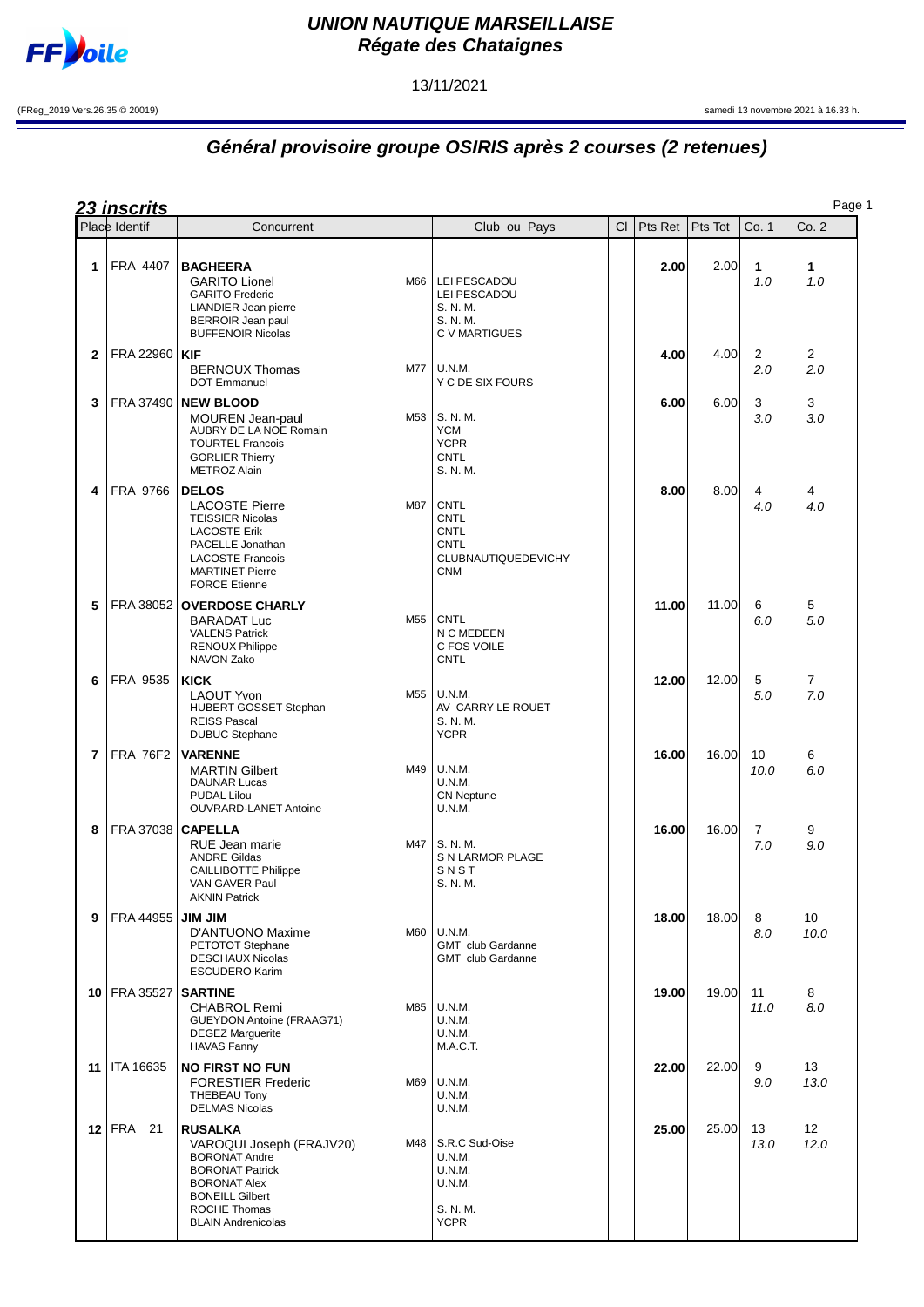# UNION NAUTIQUE MARSEILLAISE
## Régate des Chataignes

13/11/2021

(FReg_2019 Vers.26.35 © 20019) samedi 13 novembre 2021 à 16.33 h.

## Général provisoire groupe OSIRIS après 2 courses (2 retenues)

**23 inscrits**

| Place | Identif | Concurrent | | Club ou Pays | Cl | Pts Ret | Pts Tot | Co. 1 | Co. 2 |
|---|---|---|---|---|---|---|---|---|---|
| 1 | FRA 4407 | **BAGHEERA**<br>GARITO Lionel<br>GARITO Frederic<br>LIANDIER Jean pierre<br>BERROIR Jean paul<br>BUFFENOIR Nicolas | M66 | LEI PESCADOU<br>LEI PESCADOU<br>S. N. M.<br>S. N. M.<br>C V MARTIGUES | | **2.00** | 2.00 | **1**<br>*1.0* | **1**<br>*1.0* |
| 2 | FRA 22960 | **KIF**<br>BERNOUX Thomas<br>DOT Emmanuel | M77 | U.N.M.<br>Y C DE SIX FOURS | | **4.00** | 4.00 | 2<br>*2.0* | 2<br>*2.0* |
| 3 | FRA 37490 | **NEW BLOOD**<br>MOUREN Jean-paul<br>AUBRY DE LA NOË Romain<br>TOURTEL Francois<br>GORLIER Thierry<br>METROZ Alain | M53 | S. N. M.<br>YCM<br>YCPR<br>CNTL<br>S. N. M. | | **6.00** | 6.00 | 3<br>*3.0* | 3<br>*3.0* |
| 4 | FRA 9766 | **DELOS**<br>LACOSTE Pierre<br>TEISSIER Nicolas<br>LACOSTE Erik<br>PACELLE Jonathan<br>LACOSTE Francois<br>MARTINET Pierre<br>FORCE Etienne | M87 | CNTL<br>CNTL<br>CNTL<br>CNTL<br>CLUBNAUTIQUEDEVICHY<br>CNM | | **8.00** | 8.00 | 4<br>*4.0* | 4<br>*4.0* |
| 5 | FRA 38052 | **OVERDOSE CHARLY**<br>BARADAT Luc<br>VALENS Patrick<br>RENOUX Philippe<br>NAVON Zako | M55 | CNTL<br>N C MEDEEN<br>C FOS VOILE<br>CNTL | | **11.00** | 11.00 | 6<br>*6.0* | 5<br>*5.0* |
| 6 | FRA 9535 | **KICK**<br>LAOUT Yvon<br>HUBERT GOSSET Stephan<br>REISS Pascal<br>DUBUC Stephane | M55 | U.N.M.<br>AV CARRY LE ROUET<br>S. N. M.<br>YCPR | | **12.00** | 12.00 | 5<br>*5.0* | 7<br>*7.0* |
| 7 | FRA 76F2 | **VARENNE**<br>MARTIN Gilbert<br>DAUNAR Lucas<br>PUDAL Lilou<br>OUVRARD-LANET Antoine | M49 | U.N.M.<br>U.N.M.<br>CN Neptune<br>U.N.M. | | **16.00** | 16.00 | 10<br>*10.0* | 6<br>*6.0* |
| 8 | FRA 37038 | **CAPELLA**<br>RUE Jean marie<br>ANDRE Gildas<br>CAILLIBOTTE Philippe<br>VAN GAVER Paul<br>AKNIN Patrick | M47 | S. N. M.<br>S N LARMOR PLAGE<br>S N S T<br>S. N. M. | | **16.00** | 16.00 | 7<br>*7.0* | 9<br>*9.0* |
| 9 | FRA 44955 | **JIM JIM**<br>D'ANTUONO Maxime<br>PETOTOT Stephane<br>DESCHAUX Nicolas<br>ESCUDERO Karim | M60 | U.N.M.<br>GMT club Gardanne<br>GMT club Gardanne | | **18.00** | 18.00 | 8<br>*8.0* | 10<br>*10.0* |
| 10 | FRA 35527 | **SARTINE**<br>CHABROL Remi<br>GUEYDON Antoine (FRAAG71)<br>DEGEZ Marguerite<br>HAVAS Fanny | M85 | U.N.M.<br>U.N.M.<br>U.N.M.<br>M.A.C.T. | | **19.00** | 19.00 | 11<br>*11.0* | 8<br>*8.0* |
| 11 | ITA 16635 | **NO FIRST NO FUN**<br>FORESTIER Frederic<br>THEBEAU Tony<br>DELMAS Nicolas | M69 | U.N.M.<br>U.N.M.<br>U.N.M. | | **22.00** | 22.00 | 9<br>*9.0* | 13<br>*13.0* |
| 12 | FRA 21 | **RUSALKA**<br>VAROQUI Joseph (FRAJV20)<br>BORONAT Andre<br>BORONAT Patrick<br>BORONAT Alex<br>BONEILL Gilbert<br>ROCHE Thomas<br>BLAIN Andrenicolas | M48 | S.R.C Sud-Oise<br>U.N.M.<br>U.N.M.<br>U.N.M.<br><br>S. N. M.<br>YCPR | | **25.00** | 25.00 | 13<br>*13.0* | 12<br>*12.0* |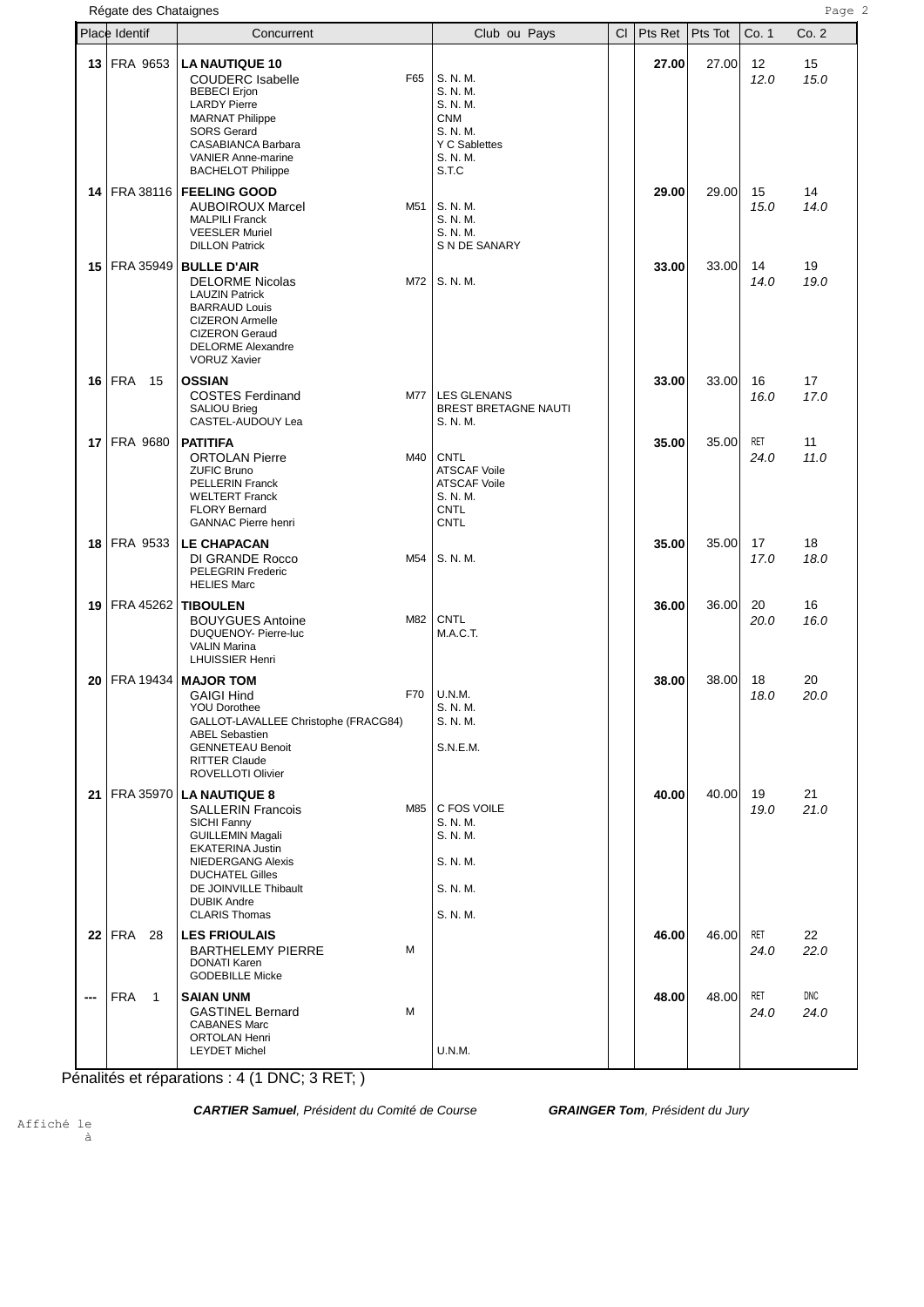Régate des Chataignes

| Place | Identif | Concurrent | | Club ou Pays | Cl | Pts Ret | Pts Tot | Co. 1 | Co. 2 |
|---|---|---|---|---|---|---|---|---|---|
| **13** | FRA 9653 | **LA NAUTIQUE 10** | | | | **27.00** | 27.00 | 12 | 15 |
| | | COUDERC Isabelle | F65 | S. N. M. | | | | *12.0* | *15.0* |
| | | BEBECI Erjon | | S. N. M. | | | | | |
| | | LARDY Pierre | | S. N. M. | | | | | |
| | | MARNAT Philippe | | CNM | | | | | |
| | | SORS Gerard | | S. N. M. | | | | | |
| | | CASABIANCA Barbara | | Y C Sablettes | | | | | |
| | | VANIER Anne-marine | | S. N. M. | | | | | |
| | | BACHELOT Philippe | | S.T.C | | | | | |
| **14** | FRA 38116 | **FEELING GOOD** | | | | **29.00** | 29.00 | 15 | 14 |
| | | AUBOIROUX Marcel | M51 | S. N. M. | | | | *15.0* | *14.0* |
| | | MALPILI Franck | | S. N. M. | | | | | |
| | | VEESLER Muriel | | S. N. M. | | | | | |
| | | DILLON Patrick | | S N DE SANARY | | | | | |
| **15** | FRA 35949 | **BULLE D'AIR** | | | | **33.00** | 33.00 | 14 | 19 |
| | | DELORME Nicolas | M72 | S. N. M. | | | | *14.0* | *19.0* |
| | | LAUZIN Patrick | | | | | | | |
| | | BARRAUD Louis | | | | | | | |
| | | CIZERON Armelle | | | | | | | |
| | | CIZERON Geraud | | | | | | | |
| | | DELORME Alexandre | | | | | | | |
| | | VORUZ Xavier | | | | | | | |
| **16** | FRA 15 | **OSSIAN** | | | | **33.00** | 33.00 | 16 | 17 |
| | | COSTES Ferdinand | M77 | LES GLENANS | | | | *16.0* | *17.0* |
| | | SALIOU Brieg | | BREST BRETAGNE NAUTI | | | | | |
| | | CASTEL-AUDOUY Lea | | S. N. M. | | | | | |
| **17** | FRA 9680 | **PATITIFA** | | | | **35.00** | 35.00 | RET | 11 |
| | | ORTOLAN Pierre | M40 | CNTL | | | | *24.0* | *11.0* |
| | | ZUFIC Bruno | | ATSCAF Voile | | | | | |
| | | PELLERIN Franck | | ATSCAF Voile | | | | | |
| | | WELTERT Franck | | S. N. M. | | | | | |
| | | FLORY Bernard | | CNTL | | | | | |
| | | GANNAC Pierre henri | | CNTL | | | | | |
| **18** | FRA 9533 | **LE CHAPACAN** | | | | **35.00** | 35.00 | 17 | 18 |
| | | DI GRANDE Rocco | M54 | S. N. M. | | | | *17.0* | *18.0* |
| | | PELEGRIN Frederic | | | | | | | |
| | | HELIES Marc | | | | | | | |
| **19** | FRA 45262 | **TIBOULEN** | | | | **36.00** | 36.00 | 20 | 16 |
| | | BOUYGUES Antoine | M82 | CNTL | | | | *20.0* | *16.0* |
| | | DUQUENOY- Pierre-luc | | M.A.C.T. | | | | | |
| | | VALIN Marina | | | | | | | |
| | | LHUISSIER Henri | | | | | | | |
| **20** | FRA 19434 | **MAJOR TOM** | | | | **38.00** | 38.00 | 18 | 20 |
| | | GAIGI Hind | F70 | U.N.M. | | | | *18.0* | *20.0* |
| | | YOU Dorothee | | S. N. M. | | | | | |
| | | GALLOT-LAVALLEE Christophe (FRACG84) | | S. N. M. | | | | | |
| | | ABEL Sebastien | | | | | | | |
| | | GENNETEAU Benoit | | S.N.E.M. | | | | | |
| | | RITTER Claude | | | | | | | |
| | | ROVELLOTI Olivier | | | | | | | |
| **21** | FRA 35970 | **LA NAUTIQUE 8** | | | | **40.00** | 40.00 | 19 | 21 |
| | | SALLERIN Francois | M85 | C FOS VOILE | | | | *19.0* | *21.0* |
| | | SICHI Fanny | | S. N. M. | | | | | |
| | | GUILLEMIN Magali | | S. N. M. | | | | | |
| | | EKATERINA Justin | | | | | | | |
| | | NIEDERGANG Alexis | | S. N. M. | | | | | |
| | | DUCHATEL Gilles | | | | | | | |
| | | DE JOINVILLE Thibault | | S. N. M. | | | | | |
| | | DUBIK Andre | | | | | | | |
| | | CLARIS Thomas | | S. N. M. | | | | | |
| **22** | FRA 28 | **LES FRIOULAIS** | | | | **46.00** | 46.00 | RET | 22 |
| | | BARTHELEMY PIERRE | M | | | | | *24.0* | *22.0* |
| | | DONATI Karen | | | | | | | |
| | | GODEBILLE Micke | | | | | | | |
| --- | FRA 1 | **SAIAN UNM** | | | | **48.00** | 48.00 | RET | DNC |
| | | GASTINEL Bernard | M | | | | | *24.0* | *24.0* |
| | | CABANES Marc | | | | | | | |
| | | ORTOLAN Henri | | | | | | | |
| | | LEYDET Michel | | U.N.M. | | | | | |

Pénalités et réparations : 4 (1 DNC; 3 RET; )

***CARTIER Samuel**, Président du Comité de Course* ***GRAINGER Tom**, Président du Jury*

Affiché le
à